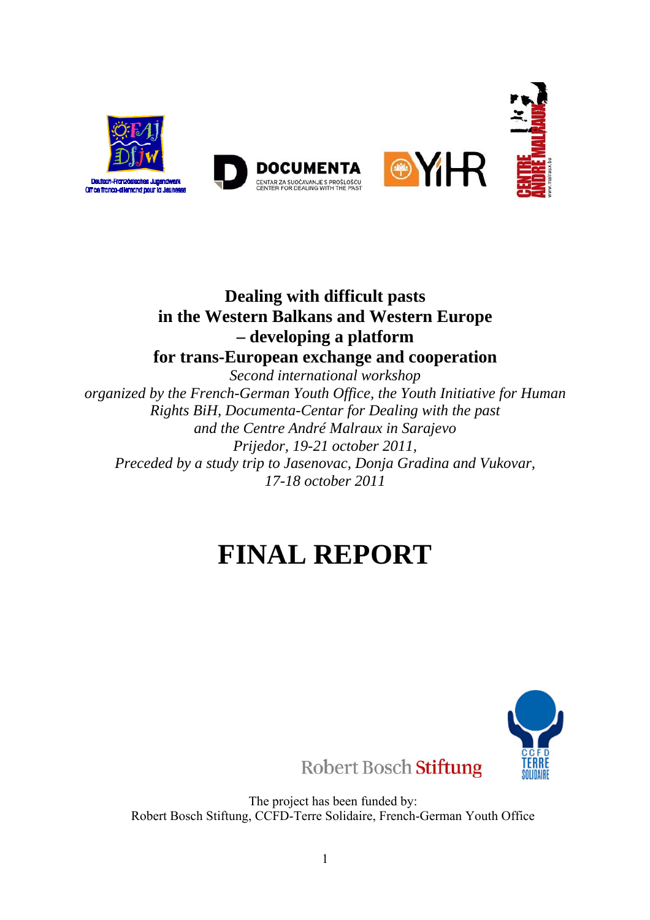**Dealing with difficult pasts**
**in the Western Balkans and Western Europe**
**– developing a platform**
**for trans-European exchange and cooperation**

*Second international workshop*
*organized by the French-German Youth Office, the Youth Initiative for Human Rights BiH, Documenta-Centar for Dealing with the past and the Centre André Malraux in Sarajevo*
*Prijedor, 19-21 october 2011,*
*Preceded by a study trip to Jasenovac, Donja Gradina and Vukovar, 17-18 october 2011*

# FINAL REPORT

The project has been funded by:
Robert Bosch Stiftung, CCFD-Terre Solidaire, French-German Youth Office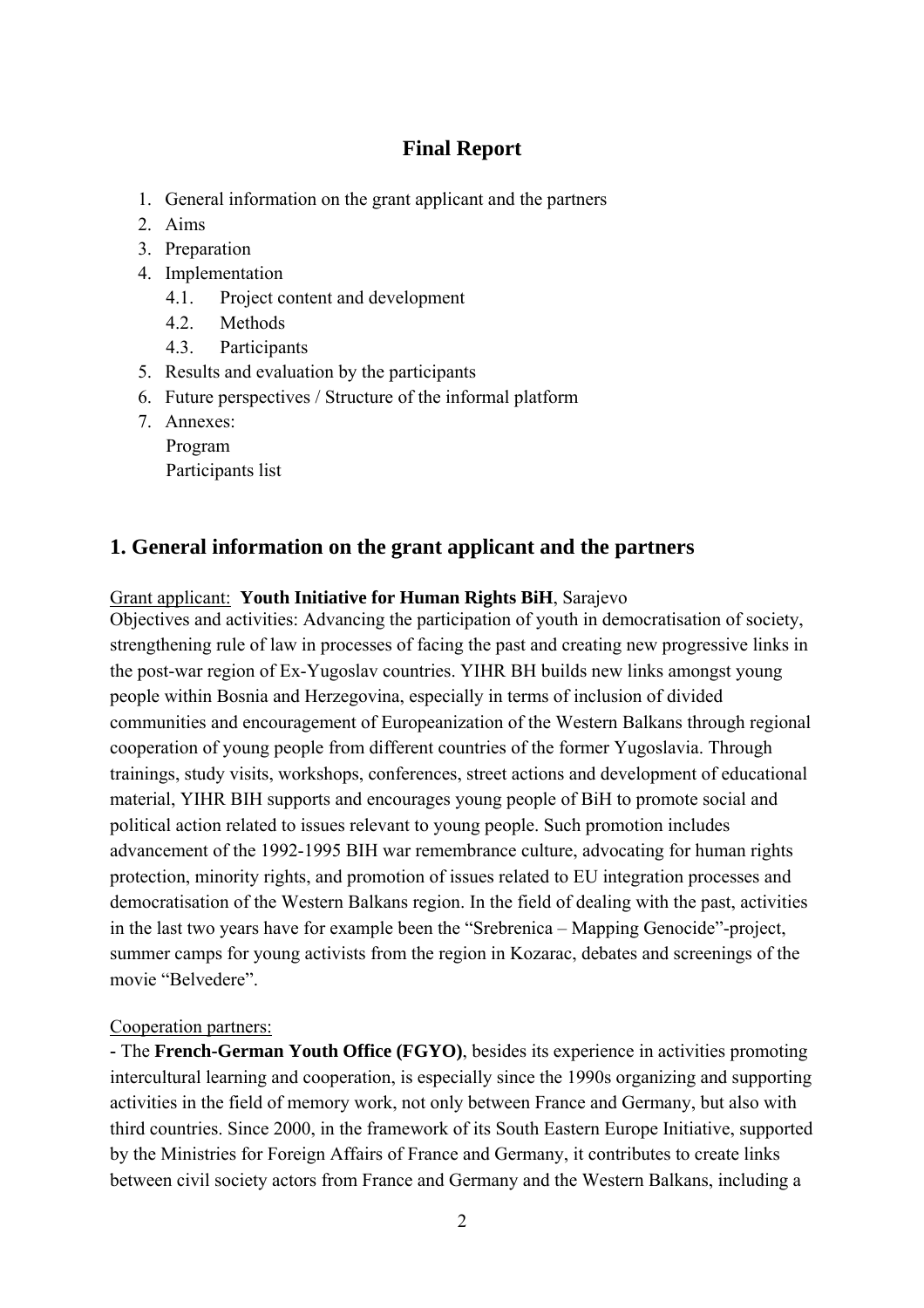# Final Report

1. General information on the grant applicant and the partners
2. Aims
3. Preparation
4. Implementation
   - 4.1. Project content and development
   - 4.2. Methods
   - 4.3. Participants
5. Results and evaluation by the participants
6. Future perspectives / Structure of the informal platform
7. Annexes:
   Program
   Participants list

## 1. General information on the grant applicant and the partners

Grant applicant: **Youth Initiative for Human Rights BiH**, Sarajevo

Objectives and activities: Advancing the participation of youth in democratisation of society, strengthening rule of law in processes of facing the past and creating new progressive links in the post-war region of Ex-Yugoslav countries. YIHR BH builds new links amongst young people within Bosnia and Herzegovina, especially in terms of inclusion of divided communities and encouragement of Europeanization of the Western Balkans through regional cooperation of young people from different countries of the former Yugoslavia. Through trainings, study visits, workshops, conferences, street actions and development of educational material, YIHR BIH supports and encourages young people of BiH to promote social and political action related to issues relevant to young people. Such promotion includes advancement of the 1992-1995 BIH war remembrance culture, advocating for human rights protection, minority rights, and promotion of issues related to EU integration processes and democratisation of the Western Balkans region. In the field of dealing with the past, activities in the last two years have for example been the "Srebrenica – Mapping Genocide"-project, summer camps for young activists from the region in Kozarac, debates and screenings of the movie "Belvedere".

Cooperation partners:

- The **French-German Youth Office (FGYO)**, besides its experience in activities promoting intercultural learning and cooperation, is especially since the 1990s organizing and supporting activities in the field of memory work, not only between France and Germany, but also with third countries. Since 2000, in the framework of its South Eastern Europe Initiative, supported by the Ministries for Foreign Affairs of France and Germany, it contributes to create links between civil society actors from France and Germany and the Western Balkans, including a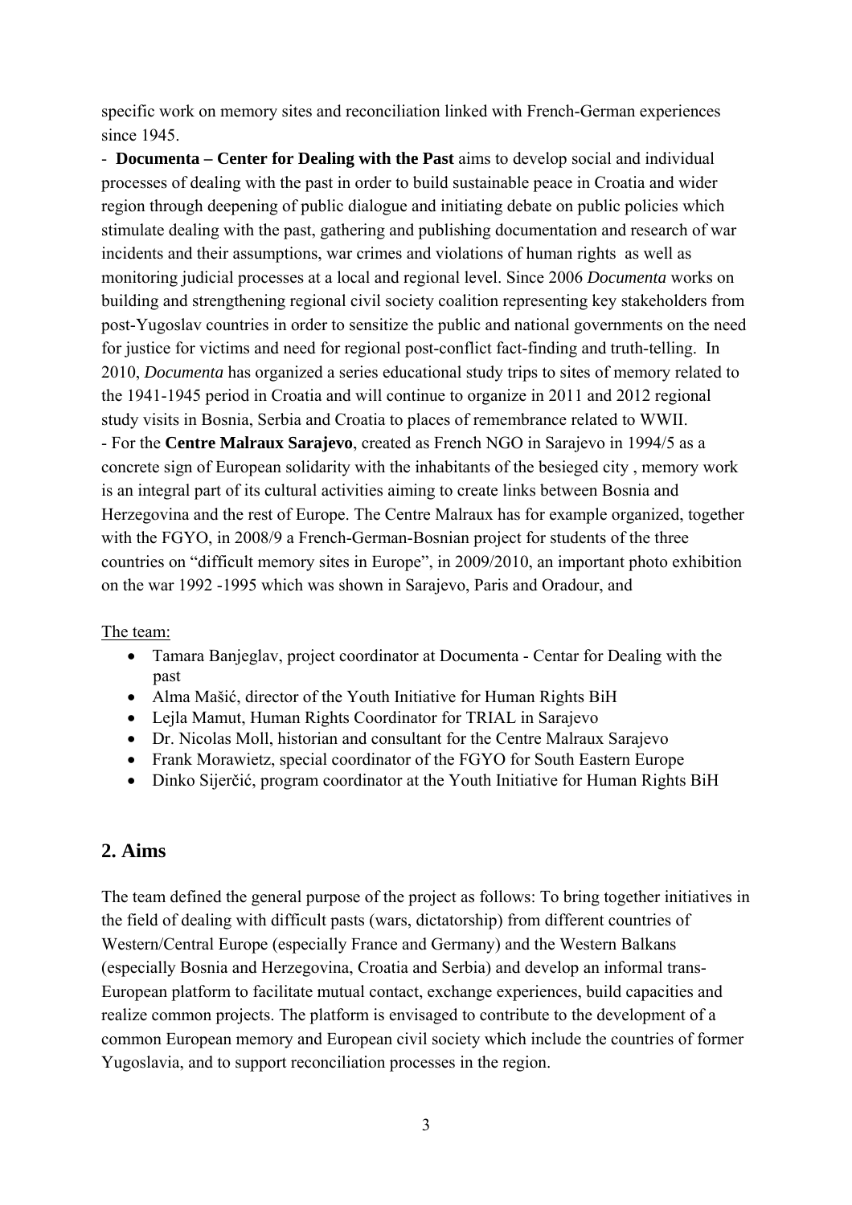specific work on memory sites and reconciliation linked with French-German experiences since 1945.

- **Documenta – Center for Dealing with the Past** aims to develop social and individual processes of dealing with the past in order to build sustainable peace in Croatia and wider region through deepening of public dialogue and initiating debate on public policies which stimulate dealing with the past, gathering and publishing documentation and research of war incidents and their assumptions, war crimes and violations of human rights as well as monitoring judicial processes at a local and regional level. Since 2006 *Documenta* works on building and strengthening regional civil society coalition representing key stakeholders from post-Yugoslav countries in order to sensitize the public and national governments on the need for justice for victims and need for regional post-conflict fact-finding and truth-telling. In 2010, *Documenta* has organized a series educational study trips to sites of memory related to the 1941-1945 period in Croatia and will continue to organize in 2011 and 2012 regional study visits in Bosnia, Serbia and Croatia to places of remembrance related to WWII.
- For the **Centre Malraux Sarajevo**, created as French NGO in Sarajevo in 1994/5 as a concrete sign of European solidarity with the inhabitants of the besieged city , memory work is an integral part of its cultural activities aiming to create links between Bosnia and Herzegovina and the rest of Europe. The Centre Malraux has for example organized, together with the FGYO, in 2008/9 a French-German-Bosnian project for students of the three countries on "difficult memory sites in Europe", in 2009/2010, an important photo exhibition on the war 1992 -1995 which was shown in Sarajevo, Paris and Oradour, and

The team:

- Tamara Banjeglav, project coordinator at Documenta - Centar for Dealing with the past
- Alma Mašić, director of the Youth Initiative for Human Rights BiH
- Lejla Mamut, Human Rights Coordinator for TRIAL in Sarajevo
- Dr. Nicolas Moll, historian and consultant for the Centre Malraux Sarajevo
- Frank Morawietz, special coordinator of the FGYO for South Eastern Europe
- Dinko Sijerčić, program coordinator at the Youth Initiative for Human Rights BiH

## 2. Aims

The team defined the general purpose of the project as follows: To bring together initiatives in the field of dealing with difficult pasts (wars, dictatorship) from different countries of Western/Central Europe (especially France and Germany) and the Western Balkans (especially Bosnia and Herzegovina, Croatia and Serbia) and develop an informal trans-European platform to facilitate mutual contact, exchange experiences, build capacities and realize common projects. The platform is envisaged to contribute to the development of a common European memory and European civil society which include the countries of former Yugoslavia, and to support reconciliation processes in the region.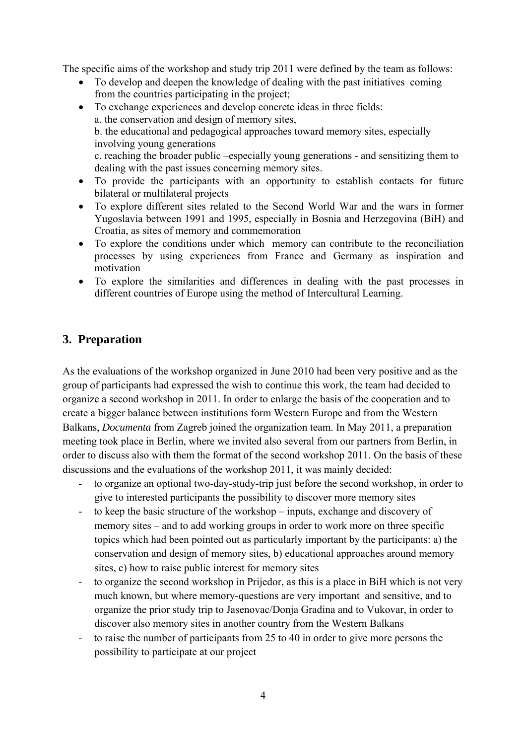The specific aims of the workshop and study trip 2011 were defined by the team as follows:

- To develop and deepen the knowledge of dealing with the past initiatives coming from the countries participating in the project;
- To exchange experiences and develop concrete ideas in three fields:
  a. the conservation and design of memory sites,
  b. the educational and pedagogical approaches toward memory sites, especially involving young generations
  c. reaching the broader public –especially young generations - and sensitizing them to dealing with the past issues concerning memory sites.
- To provide the participants with an opportunity to establish contacts for future bilateral or multilateral projects
- To explore different sites related to the Second World War and the wars in former Yugoslavia between 1991 and 1995, especially in Bosnia and Herzegovina (BiH) and Croatia, as sites of memory and commemoration
- To explore the conditions under which memory can contribute to the reconciliation processes by using experiences from France and Germany as inspiration and motivation
- To explore the similarities and differences in dealing with the past processes in different countries of Europe using the method of Intercultural Learning.

## 3. Preparation

As the evaluations of the workshop organized in June 2010 had been very positive and as the group of participants had expressed the wish to continue this work, the team had decided to organize a second workshop in 2011. In order to enlarge the basis of the cooperation and to create a bigger balance between institutions form Western Europe and from the Western Balkans, *Documenta* from Zagreb joined the organization team. In May 2011, a preparation meeting took place in Berlin, where we invited also several from our partners from Berlin, in order to discuss also with them the format of the second workshop 2011. On the basis of these discussions and the evaluations of the workshop 2011, it was mainly decided:

- to organize an optional two-day-study-trip just before the second workshop, in order to give to interested participants the possibility to discover more memory sites
- to keep the basic structure of the workshop – inputs, exchange and discovery of memory sites – and to add working groups in order to work more on three specific topics which had been pointed out as particularly important by the participants: a) the conservation and design of memory sites, b) educational approaches around memory sites, c) how to raise public interest for memory sites
- to organize the second workshop in Prijedor, as this is a place in BiH which is not very much known, but where memory-questions are very important and sensitive, and to organize the prior study trip to Jasenovac/Donja Gradina and to Vukovar, in order to discover also memory sites in another country from the Western Balkans
- to raise the number of participants from 25 to 40 in order to give more persons the possibility to participate at our project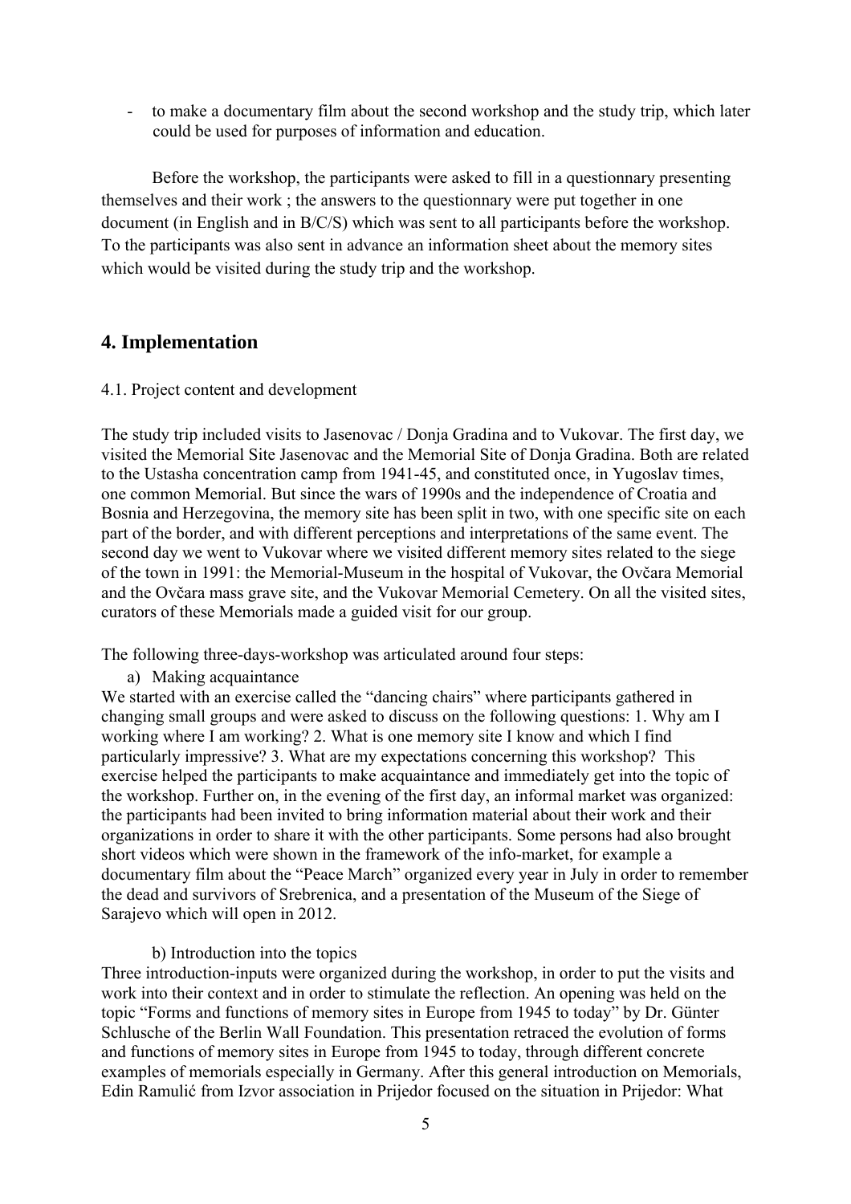- to make a documentary film about the second workshop and the study trip, which later could be used for purposes of information and education.

Before the workshop, the participants were asked to fill in a questionnary presenting themselves and their work ; the answers to the questionnary were put together in one document (in English and in B/C/S) which was sent to all participants before the workshop. To the participants was also sent in advance an information sheet about the memory sites which would be visited during the study trip and the workshop.

## 4. Implementation

4.1. Project content and development

The study trip included visits to Jasenovac / Donja Gradina and to Vukovar. The first day, we visited the Memorial Site Jasenovac and the Memorial Site of Donja Gradina. Both are related to the Ustasha concentration camp from 1941-45, and constituted once, in Yugoslav times, one common Memorial. But since the wars of 1990s and the independence of Croatia and Bosnia and Herzegovina, the memory site has been split in two, with one specific site on each part of the border, and with different perceptions and interpretations of the same event. The second day we went to Vukovar where we visited different memory sites related to the siege of the town in 1991: the Memorial-Museum in the hospital of Vukovar, the Ovčara Memorial and the Ovčara mass grave site, and the Vukovar Memorial Cemetery. On all the visited sites, curators of these Memorials made a guided visit for our group.

The following three-days-workshop was articulated around four steps:

a) Making acquaintance

We started with an exercise called the "dancing chairs" where participants gathered in changing small groups and were asked to discuss on the following questions: 1. Why am I working where I am working? 2. What is one memory site I know and which I find particularly impressive? 3. What are my expectations concerning this workshop? This exercise helped the participants to make acquaintance and immediately get into the topic of the workshop. Further on, in the evening of the first day, an informal market was organized: the participants had been invited to bring information material about their work and their organizations in order to share it with the other participants. Some persons had also brought short videos which were shown in the framework of the info-market, for example a documentary film about the "Peace March" organized every year in July in order to remember the dead and survivors of Srebrenica, and a presentation of the Museum of the Siege of Sarajevo which will open in 2012.

b) Introduction into the topics

Three introduction-inputs were organized during the workshop, in order to put the visits and work into their context and in order to stimulate the reflection. An opening was held on the topic "Forms and functions of memory sites in Europe from 1945 to today" by Dr. Günter Schlusche of the Berlin Wall Foundation. This presentation retraced the evolution of forms and functions of memory sites in Europe from 1945 to today, through different concrete examples of memorials especially in Germany. After this general introduction on Memorials, Edin Ramulić from Izvor association in Prijedor focused on the situation in Prijedor: What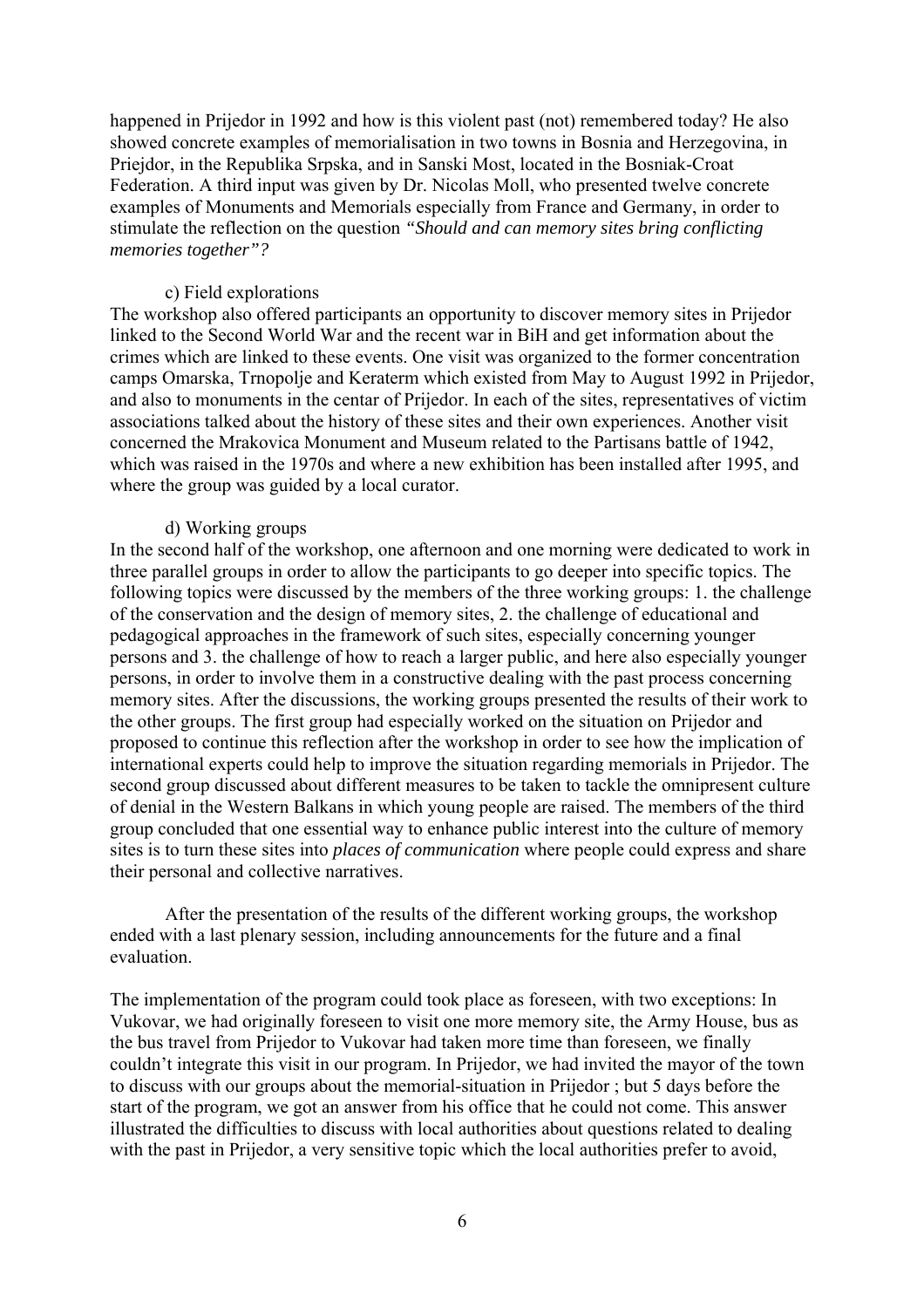happened in Prijedor in 1992 and how is this violent past (not) remembered today? He also showed concrete examples of memorialisation in two towns in Bosnia and Herzegovina, in Priejdor, in the Republika Srpska, and in Sanski Most, located in the Bosniak-Croat Federation. A third input was given by Dr. Nicolas Moll, who presented twelve concrete examples of Monuments and Memorials especially from France and Germany, in order to stimulate the reflection on the question *"Should and can memory sites bring conflicting memories together"?*

c) Field explorations

The workshop also offered participants an opportunity to discover memory sites in Prijedor linked to the Second World War and the recent war in BiH and get information about the crimes which are linked to these events. One visit was organized to the former concentration camps Omarska, Trnopolje and Keraterm which existed from May to August 1992 in Prijedor, and also to monuments in the centar of Prijedor. In each of the sites, representatives of victim associations talked about the history of these sites and their own experiences. Another visit concerned the Mrakovica Monument and Museum related to the Partisans battle of 1942, which was raised in the 1970s and where a new exhibition has been installed after 1995, and where the group was guided by a local curator.

d) Working groups

In the second half of the workshop, one afternoon and one morning were dedicated to work in three parallel groups in order to allow the participants to go deeper into specific topics. The following topics were discussed by the members of the three working groups: 1. the challenge of the conservation and the design of memory sites, 2. the challenge of educational and pedagogical approaches in the framework of such sites, especially concerning younger persons and 3. the challenge of how to reach a larger public, and here also especially younger persons, in order to involve them in a constructive dealing with the past process concerning memory sites. After the discussions, the working groups presented the results of their work to the other groups. The first group had especially worked on the situation on Prijedor and proposed to continue this reflection after the workshop in order to see how the implication of international experts could help to improve the situation regarding memorials in Prijedor. The second group discussed about different measures to be taken to tackle the omnipresent culture of denial in the Western Balkans in which young people are raised. The members of the third group concluded that one essential way to enhance public interest into the culture of memory sites is to turn these sites into *places of communication* where people could express and share their personal and collective narratives.

After the presentation of the results of the different working groups, the workshop ended with a last plenary session, including announcements for the future and a final evaluation.

The implementation of the program could took place as foreseen, with two exceptions: In Vukovar, we had originally foreseen to visit one more memory site, the Army House, bus as the bus travel from Prijedor to Vukovar had taken more time than foreseen, we finally couldn't integrate this visit in our program. In Prijedor, we had invited the mayor of the town to discuss with our groups about the memorial-situation in Prijedor ; but 5 days before the start of the program, we got an answer from his office that he could not come. This answer illustrated the difficulties to discuss with local authorities about questions related to dealing with the past in Prijedor, a very sensitive topic which the local authorities prefer to avoid,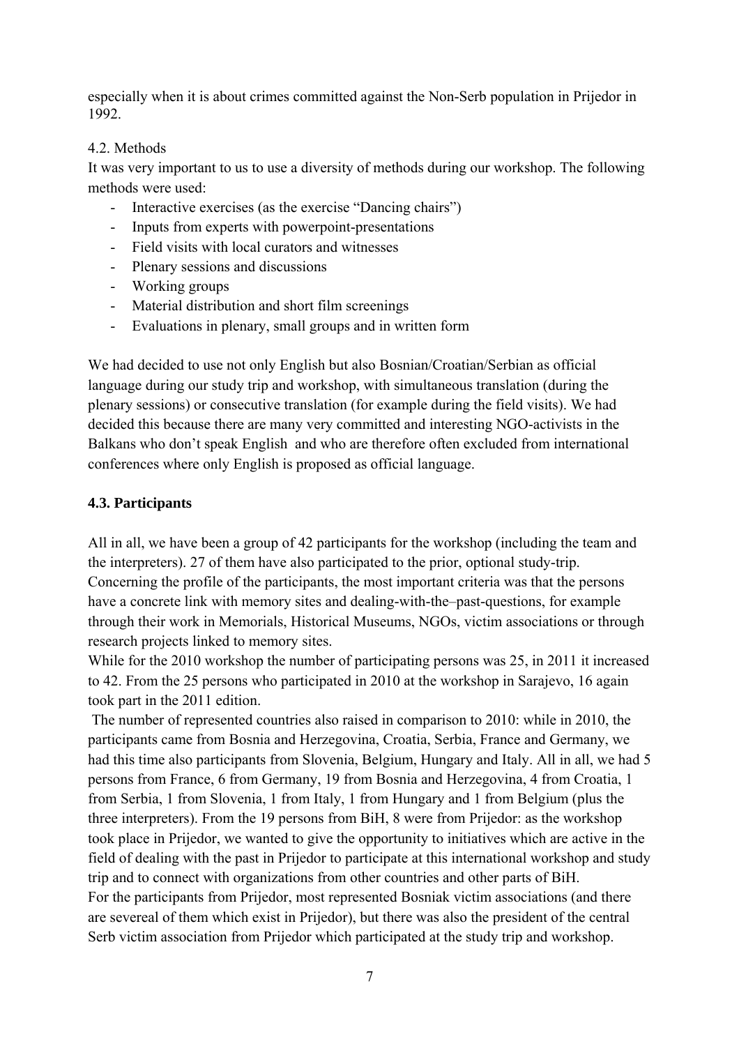especially when it is about crimes committed against the Non-Serb population in Prijedor in 1992.

4.2. Methods

It was very important to us to use a diversity of methods during our workshop. The following methods were used:

- Interactive exercises (as the exercise "Dancing chairs")
- Inputs from experts with powerpoint-presentations
- Field visits with local curators and witnesses
- Plenary sessions and discussions
- Working groups
- Material distribution and short film screenings
- Evaluations in plenary, small groups and in written form

We had decided to use not only English but also Bosnian/Croatian/Serbian as official language during our study trip and workshop, with simultaneous translation (during the plenary sessions) or consecutive translation (for example during the field visits). We had decided this because there are many very committed and interesting NGO-activists in the Balkans who don't speak English and who are therefore often excluded from international conferences where only English is proposed as official language.

### 4.3. Participants

All in all, we have been a group of 42 participants for the workshop (including the team and the interpreters). 27 of them have also participated to the prior, optional study-trip. Concerning the profile of the participants, the most important criteria was that the persons have a concrete link with memory sites and dealing-with-the–past-questions, for example through their work in Memorials, Historical Museums, NGOs, victim associations or through research projects linked to memory sites.

While for the 2010 workshop the number of participating persons was 25, in 2011 it increased to 42. From the 25 persons who participated in 2010 at the workshop in Sarajevo, 16 again took part in the 2011 edition.

The number of represented countries also raised in comparison to 2010: while in 2010, the participants came from Bosnia and Herzegovina, Croatia, Serbia, France and Germany, we had this time also participants from Slovenia, Belgium, Hungary and Italy. All in all, we had 5 persons from France, 6 from Germany, 19 from Bosnia and Herzegovina, 4 from Croatia, 1 from Serbia, 1 from Slovenia, 1 from Italy, 1 from Hungary and 1 from Belgium (plus the three interpreters). From the 19 persons from BiH, 8 were from Prijedor: as the workshop took place in Prijedor, we wanted to give the opportunity to initiatives which are active in the field of dealing with the past in Prijedor to participate at this international workshop and study trip and to connect with organizations from other countries and other parts of BiH.

For the participants from Prijedor, most represented Bosniak victim associations (and there are severeal of them which exist in Prijedor), but there was also the president of the central Serb victim association from Prijedor which participated at the study trip and workshop.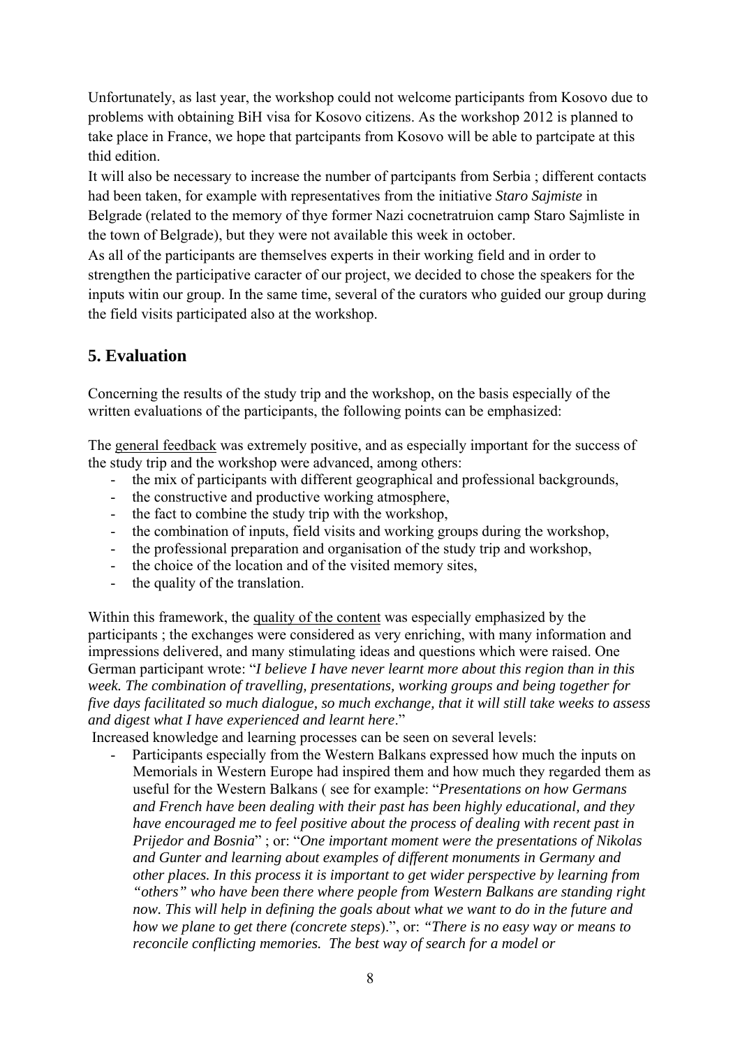Unfortunately, as last year, the workshop could not welcome participants from Kosovo due to problems with obtaining BiH visa for Kosovo citizens. As the workshop 2012 is planned to take place in France, we hope that partcipants from Kosovo will be able to partcipate at this thid edition.

It will also be necessary to increase the number of partcipants from Serbia ; different contacts had been taken, for example with representatives from the initiative *Staro Sajmiste* in Belgrade (related to the memory of thye former Nazi cocnetratruion camp Staro Sajmliste in the town of Belgrade), but they were not available this week in october.

As all of the participants are themselves experts in their working field and in order to strengthen the participative caracter of our project, we decided to chose the speakers for the inputs witin our group. In the same time, several of the curators who guided our group during the field visits participated also at the workshop.

## 5. Evaluation

Concerning the results of the study trip and the workshop, on the basis especially of the written evaluations of the participants, the following points can be emphasized:

The general feedback was extremely positive, and as especially important for the success of the study trip and the workshop were advanced, among others:

- the mix of participants with different geographical and professional backgrounds,
- the constructive and productive working atmosphere,
- the fact to combine the study trip with the workshop,
- the combination of inputs, field visits and working groups during the workshop,
- the professional preparation and organisation of the study trip and workshop,
- the choice of the location and of the visited memory sites,
- the quality of the translation.

Within this framework, the quality of the content was especially emphasized by the participants ; the exchanges were considered as very enriching, with many information and impressions delivered, and many stimulating ideas and questions which were raised. One German participant wrote: "*I believe I have never learnt more about this region than in this week. The combination of travelling, presentations, working groups and being together for five days facilitated so much dialogue, so much exchange, that it will still take weeks to assess and digest what I have experienced and learnt here*."

Increased knowledge and learning processes can be seen on several levels:

- Participants especially from the Western Balkans expressed how much the inputs on Memorials in Western Europe had inspired them and how much they regarded them as useful for the Western Balkans ( see for example: "*Presentations on how Germans and French have been dealing with their past has been highly educational, and they have encouraged me to feel positive about the process of dealing with recent past in Prijedor and Bosnia*" ; or: "*One important moment were the presentations of Nikolas and Gunter and learning about examples of different monuments in Germany and other places. In this process it is important to get wider perspective by learning from "others" who have been there where people from Western Balkans are standing right now. This will help in defining the goals about what we want to do in the future and how we plane to get there (concrete steps*).", or: *"There is no easy way or means to reconcile conflicting memories. The best way of search for a model or*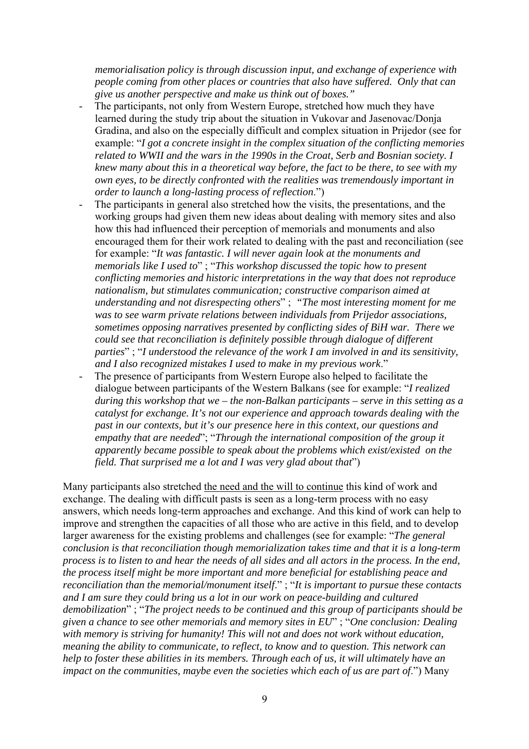*memorialisation policy is through discussion input, and exchange of experience with people coming from other places or countries that also have suffered. Only that can give us another perspective and make us think out of boxes."*

- The participants, not only from Western Europe, stretched how much they have learned during the study trip about the situation in Vukovar and Jasenovac/Donja Gradina, and also on the especially difficult and complex situation in Prijedor (see for example: "*I got a concrete insight in the complex situation of the conflicting memories related to WWII and the wars in the 1990s in the Croat, Serb and Bosnian society. I knew many about this in a theoretical way before, the fact to be there, to see with my own eyes, to be directly confronted with the realities was tremendously important in order to launch a long-lasting process of reflection.*")
- The participants in general also stretched how the visits, the presentations, and the working groups had given them new ideas about dealing with memory sites and also how this had influenced their perception of memorials and monuments and also encouraged them for their work related to dealing with the past and reconciliation (see for example: "*It was fantastic. I will never again look at the monuments and memorials like I used to*" ; "*This workshop discussed the topic how to present conflicting memories and historic interpretations in the way that does not reproduce nationalism, but stimulates communication; constructive comparison aimed at understanding and not disrespecting others*" ; "*The most interesting moment for me was to see warm private relations between individuals from Prijedor associations, sometimes opposing narratives presented by conflicting sides of BiH war. There we could see that reconciliation is definitely possible through dialogue of different parties*" ; "*I understood the relevance of the work I am involved in and its sensitivity, and I also recognized mistakes I used to make in my previous work*."
- The presence of participants from Western Europe also helped to facilitate the dialogue between participants of the Western Balkans (see for example: "*I realized during this workshop that we – the non-Balkan participants – serve in this setting as a catalyst for exchange. It's not our experience and approach towards dealing with the past in our contexts, but it's our presence here in this context, our questions and empathy that are needed*"; "*Through the international composition of the group it apparently became possible to speak about the problems which exist/existed on the field. That surprised me a lot and I was very glad about that*")

Many participants also stretched <u>the need and the will to continue</u> this kind of work and exchange. The dealing with difficult pasts is seen as a long-term process with no easy answers, which needs long-term approaches and exchange. And this kind of work can help to improve and strengthen the capacities of all those who are active in this field, and to develop larger awareness for the existing problems and challenges (see for example: "*The general conclusion is that reconciliation though memorialization takes time and that it is a long-term process is to listen to and hear the needs of all sides and all actors in the process. In the end, the process itself might be more important and more beneficial for establishing peace and reconciliation than the memorial/monument itself*." ; "*It is important to pursue these contacts and I am sure they could bring us a lot in our work on peace-building and cultured demobilization*" ; "*The project needs to be continued and this group of participants should be given a chance to see other memorials and memory sites in EU*" ; "*One conclusion: Dealing with memory is striving for humanity! This will not and does not work without education, meaning the ability to communicate, to reflect, to know and to question. This network can help to foster these abilities in its members. Through each of us, it will ultimately have an impact on the communities, maybe even the societies which each of us are part of*.") Many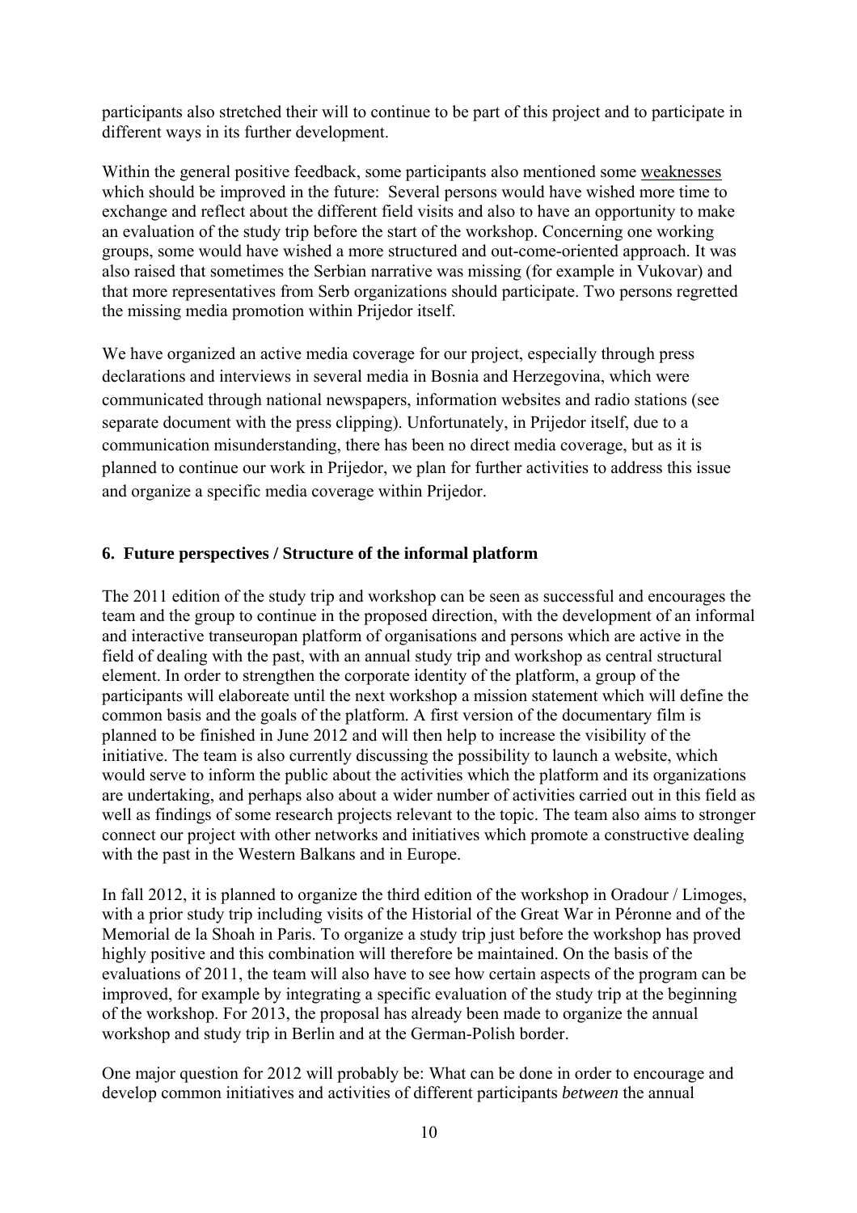participants also stretched their will to continue to be part of this project and to participate in different ways in its further development.

Within the general positive feedback, some participants also mentioned some weaknesses which should be improved in the future: Several persons would have wished more time to exchange and reflect about the different field visits and also to have an opportunity to make an evaluation of the study trip before the start of the workshop. Concerning one working groups, some would have wished a more structured and out-come-oriented approach. It was also raised that sometimes the Serbian narrative was missing (for example in Vukovar) and that more representatives from Serb organizations should participate. Two persons regretted the missing media promotion within Prijedor itself.

We have organized an active media coverage for our project, especially through press declarations and interviews in several media in Bosnia and Herzegovina, which were communicated through national newspapers, information websites and radio stations (see separate document with the press clipping). Unfortunately, in Prijedor itself, due to a communication misunderstanding, there has been no direct media coverage, but as it is planned to continue our work in Prijedor, we plan for further activities to address this issue and organize a specific media coverage within Prijedor.

## 6. Future perspectives / Structure of the informal platform

The 2011 edition of the study trip and workshop can be seen as successful and encourages the team and the group to continue in the proposed direction, with the development of an informal and interactive transeuropan platform of organisations and persons which are active in the field of dealing with the past, with an annual study trip and workshop as central structural element. In order to strengthen the corporate identity of the platform, a group of the participants will elaboreate until the next workshop a mission statement which will define the common basis and the goals of the platform. A first version of the documentary film is planned to be finished in June 2012 and will then help to increase the visibility of the initiative. The team is also currently discussing the possibility to launch a website, which would serve to inform the public about the activities which the platform and its organizations are undertaking, and perhaps also about a wider number of activities carried out in this field as well as findings of some research projects relevant to the topic. The team also aims to stronger connect our project with other networks and initiatives which promote a constructive dealing with the past in the Western Balkans and in Europe.

In fall 2012, it is planned to organize the third edition of the workshop in Oradour / Limoges, with a prior study trip including visits of the Historial of the Great War in Péronne and of the Memorial de la Shoah in Paris. To organize a study trip just before the workshop has proved highly positive and this combination will therefore be maintained. On the basis of the evaluations of 2011, the team will also have to see how certain aspects of the program can be improved, for example by integrating a specific evaluation of the study trip at the beginning of the workshop. For 2013, the proposal has already been made to organize the annual workshop and study trip in Berlin and at the German-Polish border.

One major question for 2012 will probably be: What can be done in order to encourage and develop common initiatives and activities of different participants *between* the annual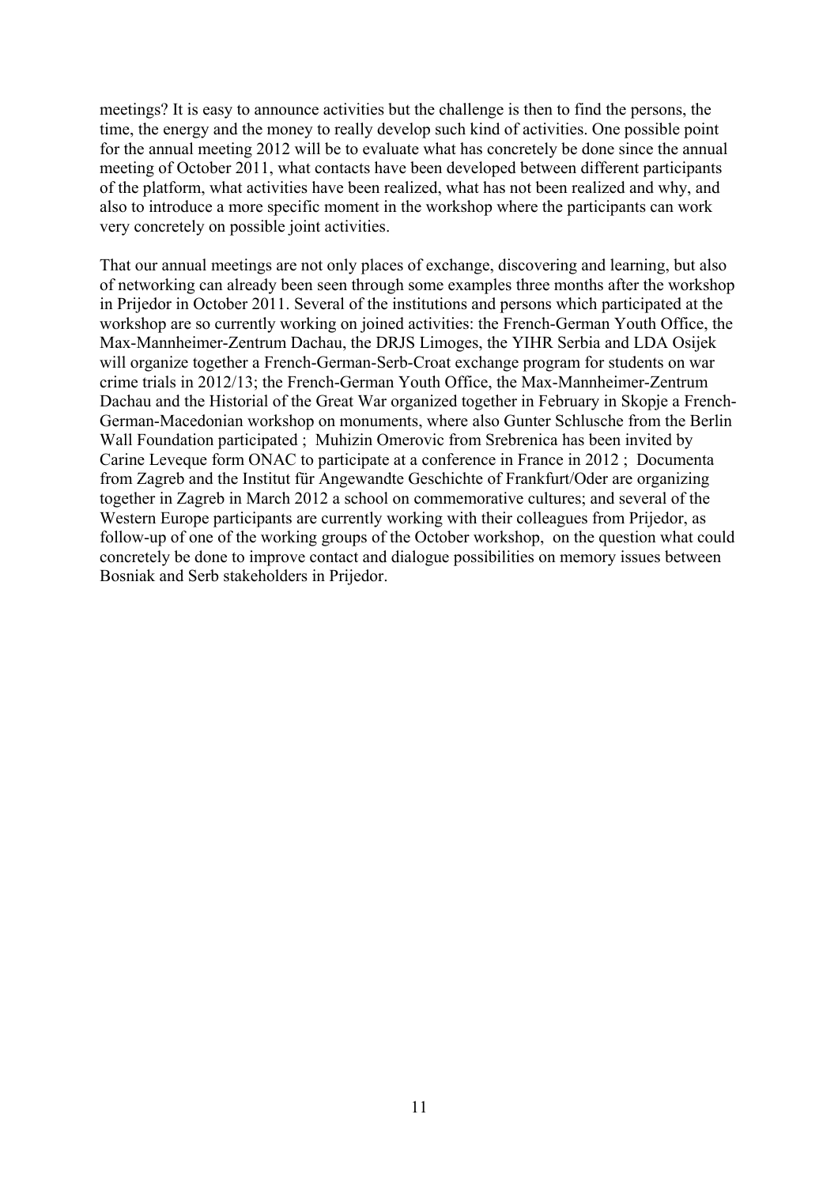meetings? It is easy to announce activities but the challenge is then to find the persons, the time, the energy and the money to really develop such kind of activities. One possible point for the annual meeting 2012 will be to evaluate what has concretely be done since the annual meeting of October 2011, what contacts have been developed between different participants of the platform, what activities have been realized, what has not been realized and why, and also to introduce a more specific moment in the workshop where the participants can work very concretely on possible joint activities.

That our annual meetings are not only places of exchange, discovering and learning, but also of networking can already been seen through some examples three months after the workshop in Prijedor in October 2011. Several of the institutions and persons which participated at the workshop are so currently working on joined activities: the French-German Youth Office, the Max-Mannheimer-Zentrum Dachau, the DRJS Limoges, the YIHR Serbia and LDA Osijek will organize together a French-German-Serb-Croat exchange program for students on war crime trials in 2012/13; the French-German Youth Office, the Max-Mannheimer-Zentrum Dachau and the Historial of the Great War organized together in February in Skopje a French-German-Macedonian workshop on monuments, where also Gunter Schlusche from the Berlin Wall Foundation participated ; Muhizin Omerovic from Srebrenica has been invited by Carine Leveque form ONAC to participate at a conference in France in 2012 ; Documenta from Zagreb and the Institut für Angewandte Geschichte of Frankfurt/Oder are organizing together in Zagreb in March 2012 a school on commemorative cultures; and several of the Western Europe participants are currently working with their colleagues from Prijedor, as follow-up of one of the working groups of the October workshop, on the question what could concretely be done to improve contact and dialogue possibilities on memory issues between Bosniak and Serb stakeholders in Prijedor.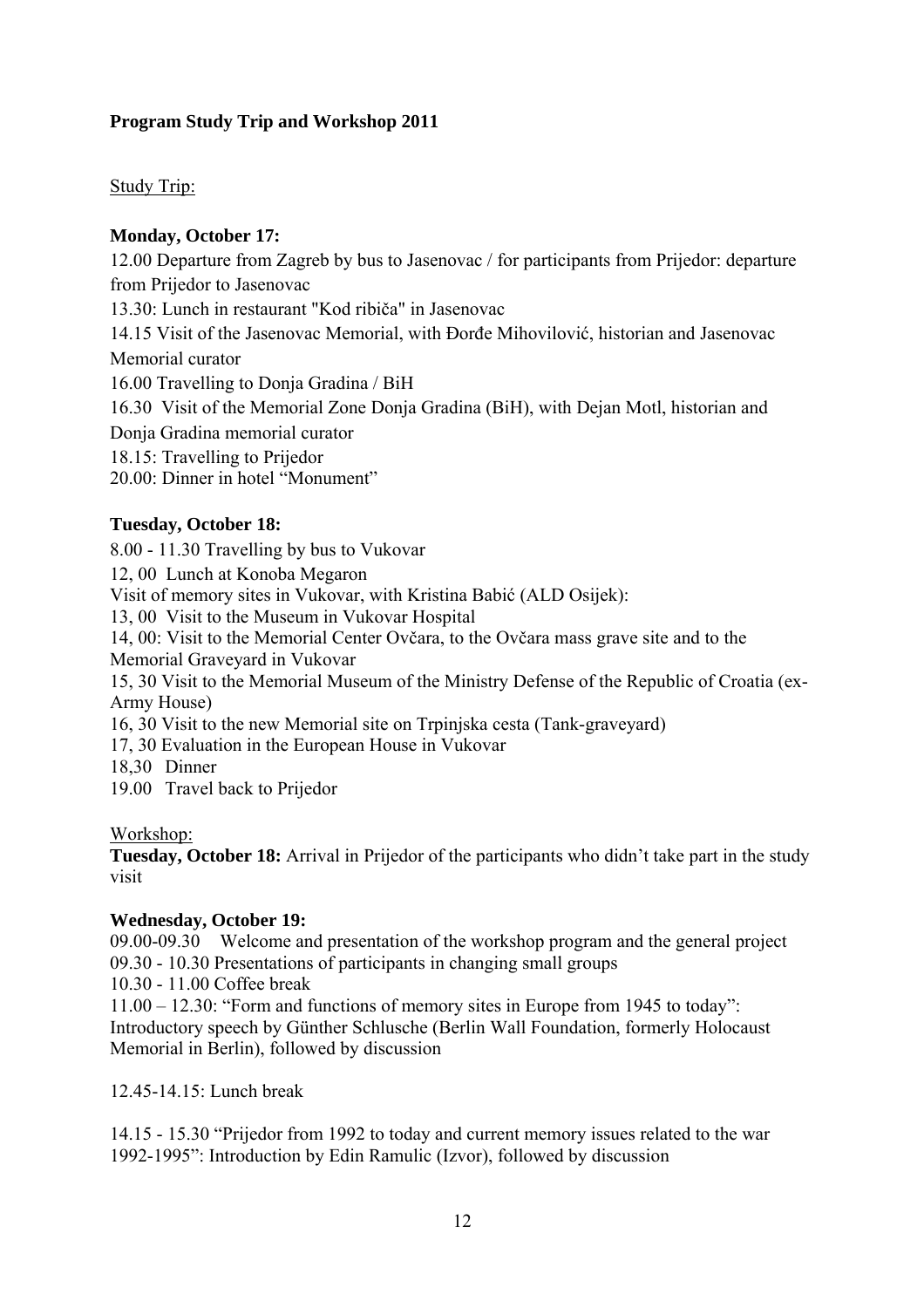**Program Study Trip and Workshop 2011**

Study Trip:

**Monday, October 17:**

12.00 Departure from Zagreb by bus to Jasenovac / for participants from Prijedor: departure from Prijedor to Jasenovac

13.30: Lunch in restaurant "Kod ribiča" in Jasenovac

14.15 Visit of the Jasenovac Memorial, with Đorđe Mihovilović, historian and Jasenovac Memorial curator

16.00 Travelling to Donja Gradina / BiH

16.30 Visit of the Memorial Zone Donja Gradina (BiH), with Dejan Motl, historian and Donja Gradina memorial curator

18.15: Travelling to Prijedor

20.00: Dinner in hotel "Monument"

**Tuesday, October 18:**

8.00 - 11.30 Travelling by bus to Vukovar

12, 00 Lunch at Konoba Megaron

Visit of memory sites in Vukovar, with Kristina Babić (ALD Osijek):

13, 00 Visit to the Museum in Vukovar Hospital

14, 00: Visit to the Memorial Center Ovčara, to the Ovčara mass grave site and to the Memorial Graveyard in Vukovar

15, 30 Visit to the Memorial Museum of the Ministry Defense of the Republic of Croatia (ex-Army House)

16, 30 Visit to the new Memorial site on Trpinjska cesta (Tank-graveyard)

17, 30 Evaluation in the European House in Vukovar

18,30 Dinner

19.00 Travel back to Prijedor

Workshop:

**Tuesday, October 18:** Arrival in Prijedor of the participants who didn't take part in the study visit

**Wednesday, October 19:**

09.00-09.30 Welcome and presentation of the workshop program and the general project

09.30 - 10.30 Presentations of participants in changing small groups

10.30 - 11.00 Coffee break

11.00 – 12.30: "Form and functions of memory sites in Europe from 1945 to today": Introductory speech by Günther Schlusche (Berlin Wall Foundation, formerly Holocaust Memorial in Berlin), followed by discussion

12.45-14.15: Lunch break

14.15 - 15.30 "Prijedor from 1992 to today and current memory issues related to the war 1992-1995": Introduction by Edin Ramulic (Izvor), followed by discussion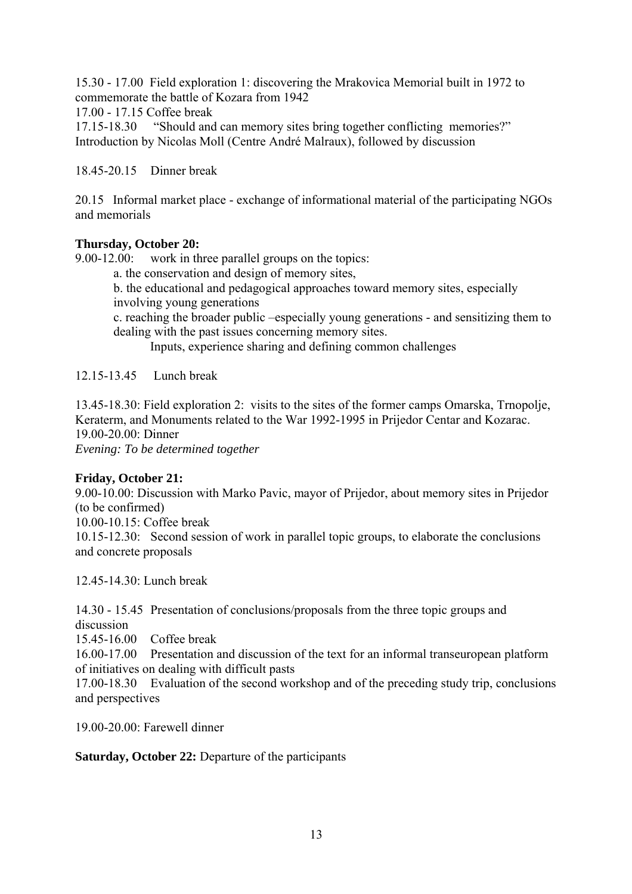15.30 - 17.00 Field exploration 1: discovering the Mrakovica Memorial built in 1972 to commemorate the battle of Kozara from 1942

17.00 - 17.15 Coffee break

17.15-18.30 "Should and can memory sites bring together conflicting memories?" Introduction by Nicolas Moll (Centre André Malraux), followed by discussion

18.45-20.15 Dinner break

20.15 Informal market place - exchange of informational material of the participating NGOs and memorials

**Thursday, October 20:**

9.00-12.00: work in three parallel groups on the topics:

a. the conservation and design of memory sites,

b. the educational and pedagogical approaches toward memory sites, especially involving young generations

c. reaching the broader public –especially young generations - and sensitizing them to dealing with the past issues concerning memory sites.

Inputs, experience sharing and defining common challenges

12.15-13.45 Lunch break

13.45-18.30: Field exploration 2: visits to the sites of the former camps Omarska, Trnopolje, Keraterm, and Monuments related to the War 1992-1995 in Prijedor Centar and Kozarac.

19.00-20.00: Dinner

*Evening: To be determined together*

**Friday, October 21:**

9.00-10.00: Discussion with Marko Pavic, mayor of Prijedor, about memory sites in Prijedor (to be confirmed)

10.00-10.15: Coffee break

10.15-12.30: Second session of work in parallel topic groups, to elaborate the conclusions and concrete proposals

12.45-14.30: Lunch break

14.30 - 15.45 Presentation of conclusions/proposals from the three topic groups and discussion

15.45-16.00 Coffee break

16.00-17.00 Presentation and discussion of the text for an informal transeuropean platform of initiatives on dealing with difficult pasts

17.00-18.30 Evaluation of the second workshop and of the preceding study trip, conclusions and perspectives

19.00-20.00: Farewell dinner

**Saturday, October 22:** Departure of the participants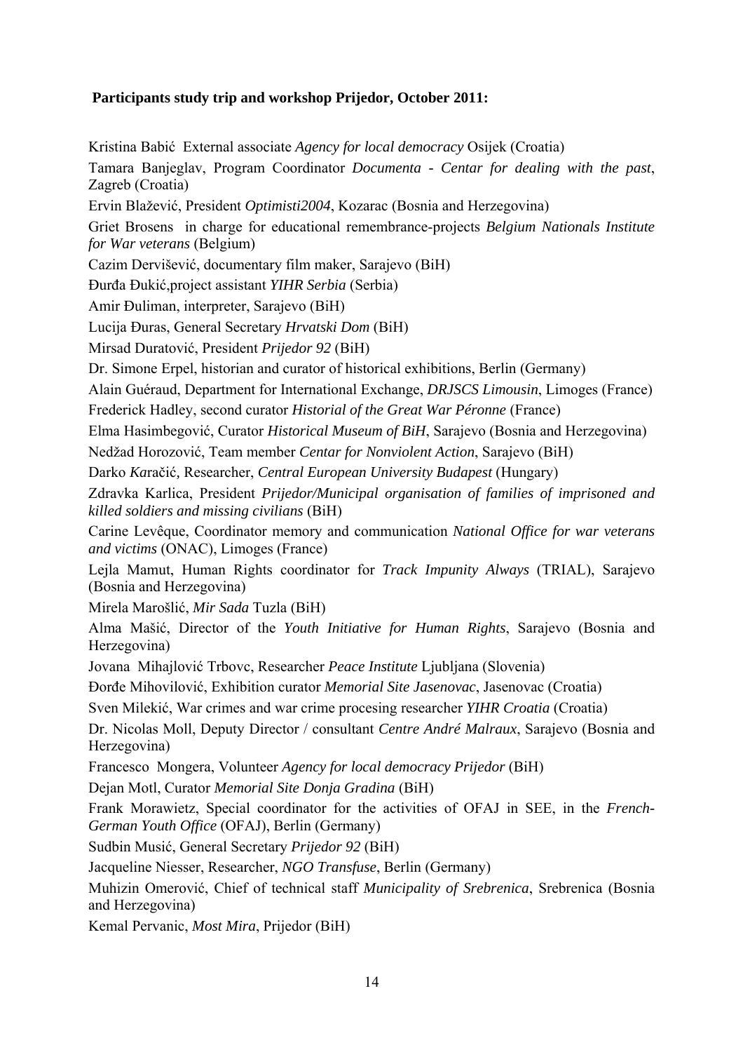**Participants study trip and workshop Prijedor, October 2011:**

Kristina Babić External associate *Agency for local democracy* Osijek (Croatia)

Tamara Banjeglav, Program Coordinator *Documenta - Centar for dealing with the past*, Zagreb (Croatia)

Ervin Blažević, President *Optimisti2004*, Kozarac (Bosnia and Herzegovina)

Griet Brosens in charge for educational remembrance-projects *Belgium Nationals Institute for War veterans* (Belgium)

Cazim Dervišević, documentary film maker, Sarajevo (BiH)

Đurđa Đukić,project assistant *YIHR Serbia* (Serbia)

Amir Đuliman, interpreter, Sarajevo (BiH)

Lucija Đuras, General Secretary *Hrvatski Dom* (BiH)

Mirsad Duratović, President *Prijedor 92* (BiH)

Dr. Simone Erpel, historian and curator of historical exhibitions, Berlin (Germany)

Alain Guéraud, Department for International Exchange, *DRJSCS Limousin*, Limoges (France)

Frederick Hadley, second curator *Historial of the Great War Péronne* (France)

Elma Hasimbegović, Curator *Historical Museum of BiH*, Sarajevo (Bosnia and Herzegovina)

Nedžad Horozović, Team member *Centar for Nonviolent Action*, Sarajevo (BiH)

Darko *Ka*račić*,* Researcher, *Central European University Budapest* (Hungary)

Zdravka Karlica, President *Prijedor/Municipal organisation of families of imprisoned and killed soldiers and missing civilians* (BiH)

Carine Levêque, Coordinator memory and communication *National Office for war veterans and victims* (ONAC), Limoges (France)

Lejla Mamut, Human Rights coordinator for *Track Impunity Always* (TRIAL), Sarajevo (Bosnia and Herzegovina)

Mirela Marošlić, *Mir Sada* Tuzla (BiH)

Alma Mašić, Director of the *Youth Initiative for Human Rights*, Sarajevo (Bosnia and Herzegovina)

Jovana Mihajlović Trbovc, Researcher *Peace Institute* Ljubljana (Slovenia)

Đorđe Mihovilović, Exhibition curator *Memorial Site Jasenovac*, Jasenovac (Croatia)

Sven Milekić, War crimes and war crime procesing researcher *YIHR Croatia* (Croatia)

Dr. Nicolas Moll, Deputy Director / consultant *Centre André Malraux*, Sarajevo (Bosnia and Herzegovina)

Francesco Mongera, Volunteer *Agency for local democracy Prijedor* (BiH)

Dejan Motl, Curator *Memorial Site Donja Gradina* (BiH)

Frank Morawietz, Special coordinator for the activities of OFAJ in SEE, in the *French-German Youth Office* (OFAJ), Berlin (Germany)

Sudbin Musić, General Secretary *Prijedor 92* (BiH)

Jacqueline Niesser, Researcher, *NGO Transfuse*, Berlin (Germany)

Muhizin Omerović, Chief of technical staff *Municipality of Srebrenica*, Srebrenica (Bosnia and Herzegovina)

Kemal Pervanic, *Most Mira*, Prijedor (BiH)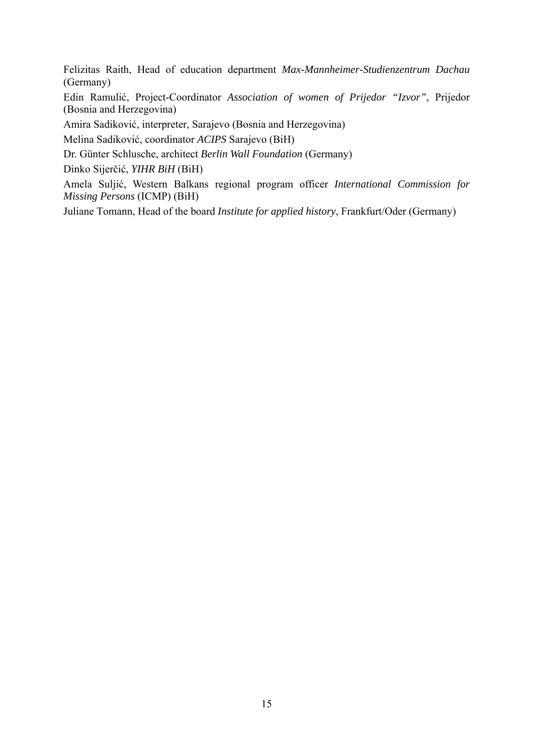Felizitas Raith, Head of education department *Max-Mannheimer-Studienzentrum Dachau* (Germany)

Edin Ramulić, Project-Coordinator *Association of women of Prijedor "Izvor"*, Prijedor (Bosnia and Herzegovina)

Amira Sadiković, interpreter, Sarajevo (Bosnia and Herzegovina)

Melina Sadiković, coordinator *ACIPS* Sarajevo (BiH)

Dr. Günter Schlusche, architect *Berlin Wall Foundation* (Germany)

Dinko Sijerčić, *YIHR BiH* (BiH)

Amela Suljić, Western Balkans regional program officer *International Commission for Missing Persons* (ICMP) (BiH)

Juliane Tomann, Head of the board *Institute for applied history*, Frankfurt/Oder (Germany)